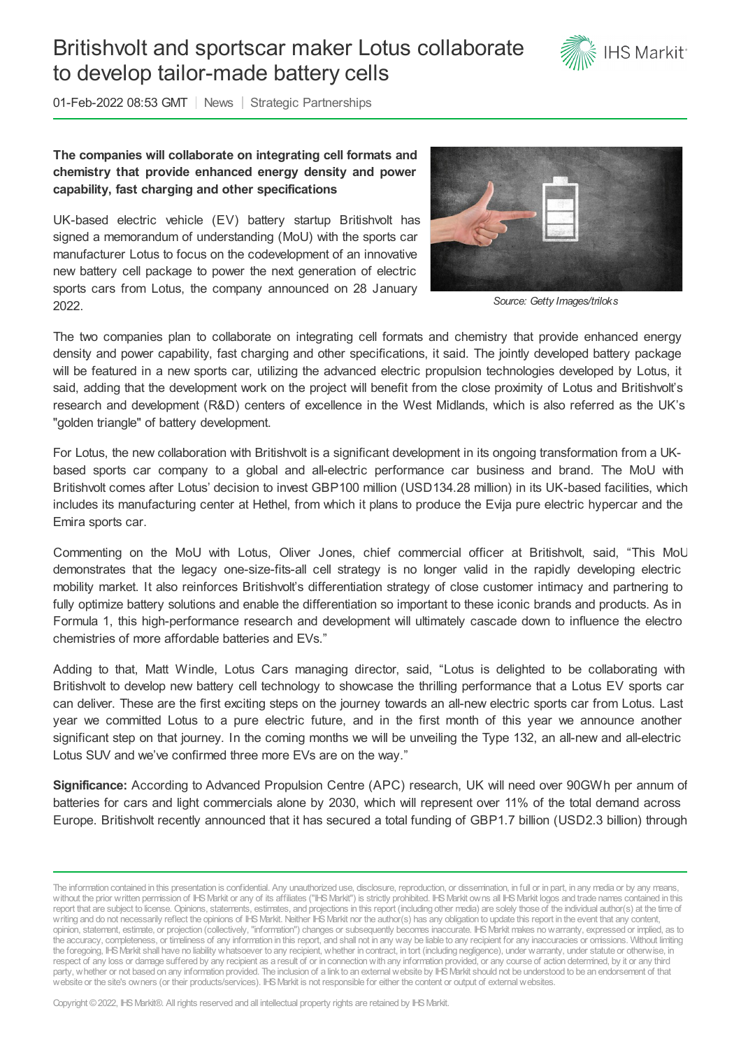# Britishvolt and sportscar maker Lotus collaborate to develop tailor-made battery cells

01-Feb-2022 08:53 GMT | News | Strategic Partnerships

**The companies will collaborate on integrating cell formats and chemistry that provide enhanced energy density and power capability, fast charging and other specifications**

UK-based electric vehicle (EV) battery startup Britishvolt has signed a memorandum of understanding (MoU) with the sports car manufacturer Lotus to focus on the codevelopment of an innovative new battery cell package to power the next generation of electric sports cars from Lotus, the company announced on 28 January 2022.

*Source: Getty Images/triloks*

The two companies plan to collaborate on integrating cell formats and chemistry that provide enhanced energy density and power capability, fast charging and other specifications, it said. The jointly developed battery package will be featured in a new sports car, utilizing the advanced electric propulsion technologies developed by Lotus, it said, adding that the development work on the project will benefit from the close proximity of Lotus and Britishvolt's research and development (R&D) centers of excellence in the West Midlands, which is also referred as the UK's "golden triangle" of battery development.

For Lotus, the new collaboration with Britishvolt is a significant development in its ongoing transformation from a UK-based sports car company to a global and all-electric performance car business and brand. The MoU with Britishvolt comes after Lotus' decision to invest GBP100 million (USD134.28 million) in its UK-based facilities, which includes its manufacturing center at Hethel, from which it plans to produce the Evija pure electric hypercar and the Emira sports car.

Commenting on the MoU with Lotus, Oliver Jones, chief commercial officer at Britishvolt, said, "This MoU demonstrates that the legacy one-size-fits-all cell strategy is no longer valid in the rapidly developing electric mobility market. It also reinforces Britishvolt's differentiation strategy of close customer intimacy and partnering to fully optimize battery solutions and enable the differentiation so important to these iconic brands and products. As in Formula 1, this high-performance research and development will ultimately cascade down to influence the electro chemistries of more affordable batteries and EVs."

Adding to that, Matt Windle, Lotus Cars managing director, said, "Lotus is delighted to be collaborating with Britishvolt to develop new battery cell technology to showcase the thrilling performance that a Lotus EV sports car can deliver. These are the first exciting steps on the journey towards an all-new electric sports car from Lotus. Last year we committed Lotus to a pure electric future, and in the first month of this year we announce another significant step on that journey. In the coming months we will be unveiling the Type 132, an all-new and all-electric Lotus SUV and we've confirmed three more EVs are on the way."

**Significance:** According to Advanced Propulsion Centre (APC) research, UK will need over 90GWh per annum of batteries for cars and light commercials alone by 2030, which will represent over 11% of the total demand across Europe. Britishvolt recently announced that it has secured a total funding of GBP1.7 billion (USD2.3 billion) through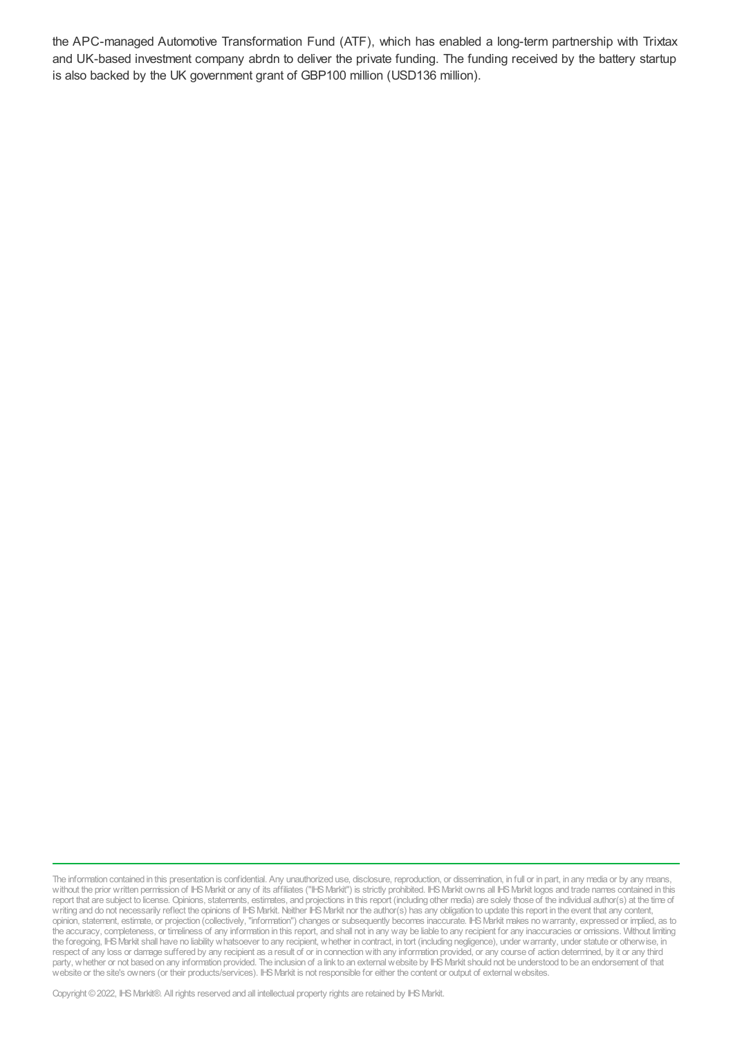the APC-managed Automotive Transformation Fund (ATF), which has enabled a long-term partnership with Trixtax and UK-based investment company abrdn to deliver the private funding. The funding received by the battery startup is also backed by the UK government grant of GBP100 million (USD136 million).

---

The information contained in this presentation is confidential. Any unauthorized use, disclosure, reproduction, or dissemination, in full or in part, in any media or by any means, without the prior written permission of IHS Markit or any of its affiliates ("IHS Markit") is strictly prohibited. IHS Markit owns all IHS Markit logos and trade names contained in this report that are subject to license. Opinions, statements, estimates, and projections in this report (including other media) are solely those of the individual author(s) at the time of writing and do not necessarily reflect the opinions of IHS Markit. Neither IHS Markit nor the author(s) has any obligation to update this report in the event that any content, opinion, statement, estimate, or projection (collectively, "information") changes or subsequently becomes inaccurate. IHS Markit makes no warranty, expressed or implied, as to the accuracy, completeness, or timeliness of any information in this report, and shall not in any way be liable to any recipient for any inaccuracies or omissions. Without limiting the foregoing, IHS Markit shall have no liability whatsoever to any recipient, whether in contract, in tort (including negligence), under warranty, under statute or otherwise, in respect of any loss or damage suffered by any recipient as a result of or in connection with any information provided, or any course of action determined, by it or any third party, whether or not based on any information provided. The inclusion of a link to an external website by IHS Markit should not be understood to be an endorsement of that website or the site's owners (or their products/services). IHS Markit is not responsible for either the content or output of external websites.

Copyright © 2022, IHS Markit®. All rights reserved and all intellectual property rights are retained by IHS Markit.